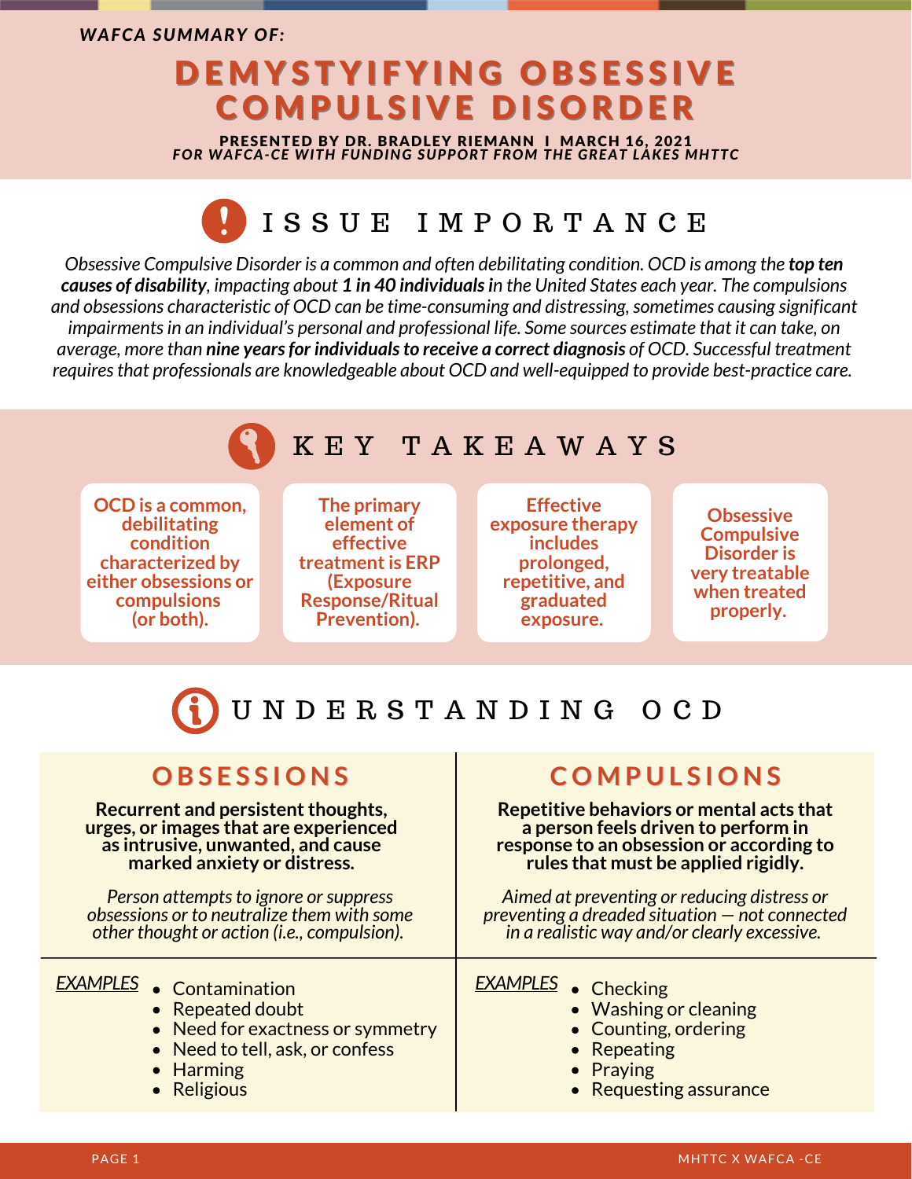*WAFCA SUMMARY OF:*

# DEMYSTYIFYING OBSESSIVE COMPULSIVE DISORDER

**PRESENTED BY DR. BRADLEY RIEMANN I MARCH 16, 2021**
***FOR WAFCA-CE WITH FUNDING SUPPORT FROM THE GREAT LAKES MHTTC***

## ISSUE IMPORTANCE

*Obsessive Compulsive Disorder is a common and often debilitating condition. OCD is among the **top ten causes of disability**, impacting about **1 in 40 individuals i**n the United States each year. The compulsions and obsessions characteristic of OCD can be time-consuming and distressing, sometimes causing significant impairments in an individual's personal and professional life. Some sources estimate that it can take, on average, more than **nine years for individuals to receive a correct diagnosis** of OCD. Successful treatment requires that professionals are knowledgeable about OCD and well-equipped to provide best-practice care.*

## KEY TAKEAWAYS

- **OCD is a common, debilitating condition characterized by either obsessions or compulsions (or both).**
- **The primary element of effective treatment is ERP (Exposure Response/Ritual Prevention).**
- **Effective exposure therapy includes prolonged, repetitive, and graduated exposure.**
- **Obsessive Compulsive Disorder is very treatable when treated properly.**

## UNDERSTANDING OCD

### OBSESSIONS

**Recurrent and persistent thoughts, urges, or images that are experienced as intrusive, unwanted, and cause marked anxiety or distress.**

*Person attempts to ignore or suppress obsessions or to neutralize them with some other thought or action (i.e., compulsion).*

*EXAMPLES*

- Contamination
- Repeated doubt
- Need for exactness or symmetry
- Need to tell, ask, or confess
- Harming
- Religious

### COMPULSIONS

**Repetitive behaviors or mental acts that a person feels driven to perform in response to an obsession or according to rules that must be applied rigidly.**

*Aimed at preventing or reducing distress or preventing a dreaded situation — not connected in a realistic way and/or clearly excessive.*

*EXAMPLES*

- Checking
- Washing or cleaning
- Counting, ordering
- Repeating
- Praying
- Requesting assurance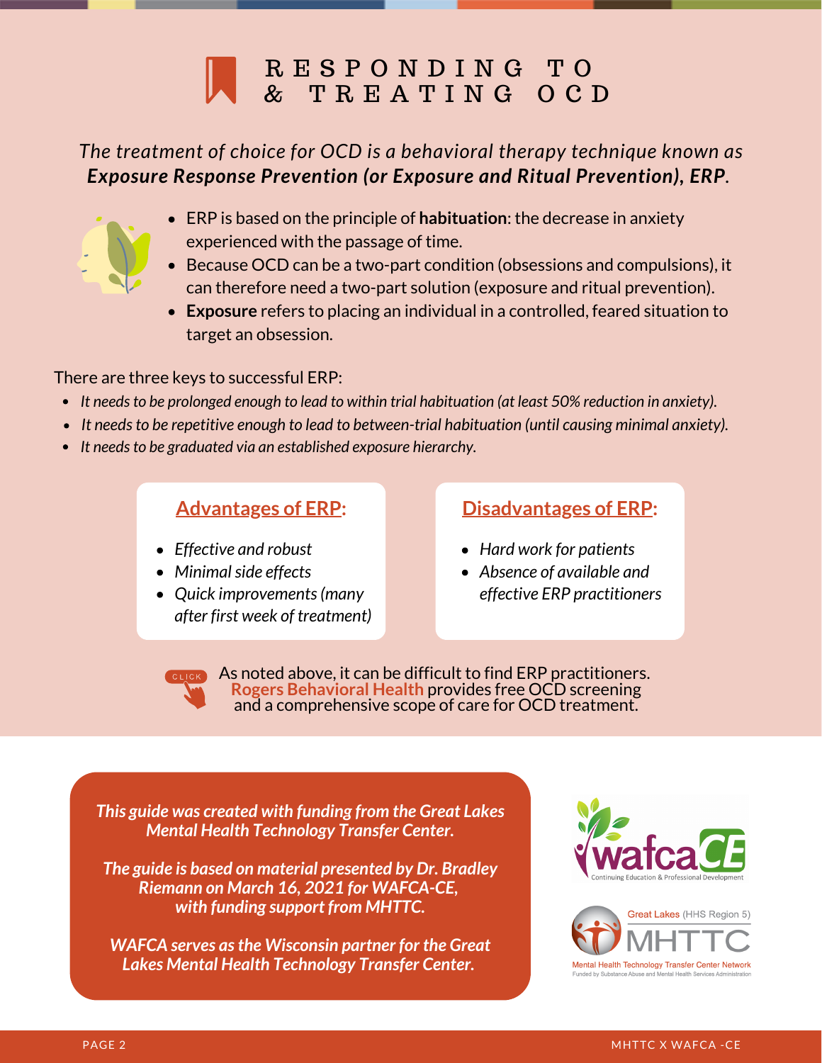# RESPONDING TO & TREATING OCD

*The treatment of choice for OCD is a behavioral therapy technique known as* ***Exposure Response Prevention (or Exposure and Ritual Prevention), ERP****.*

- ERP is based on the principle of **habituation**: the decrease in anxiety experienced with the passage of time.
- Because OCD can be a two-part condition (obsessions and compulsions), it can therefore need a two-part solution (exposure and ritual prevention).
- **Exposure** refers to placing an individual in a controlled, feared situation to target an obsession.

There are three keys to successful ERP:

- *It needs to be prolonged enough to lead to within trial habituation (at least 50% reduction in anxiety).*
- *It needs to be repetitive enough to lead to between-trial habituation (until causing minimal anxiety).*
- *It needs to be graduated via an established exposure hierarchy.*

## Advantages of ERP:

- *Effective and robust*
- *Minimal side effects*
- *Quick improvements (many after first week of treatment)*

## Disadvantages of ERP:

- *Hard work for patients*
- *Absence of available and effective ERP practitioners*

CLICK

As noted above, it can be difficult to find ERP practitioners. **Rogers Behavioral Health** provides free OCD screening and a comprehensive scope of care for OCD treatment.

***This guide was created with funding from the Great Lakes Mental Health Technology Transfer Center.***

***The guide is based on material presented by Dr. Bradley Riemann on March 16, 2021 for WAFCA-CE, with funding support from MHTTC.***

***WAFCA serves as the Wisconsin partner for the Great Lakes Mental Health Technology Transfer Center.***

wafcaCE
Continuing Education & Professional Development

Great Lakes (HHS Region 5)
MHTTC
Mental Health Technology Transfer Center Network
Funded by Substance Abuse and Mental Health Services Administration